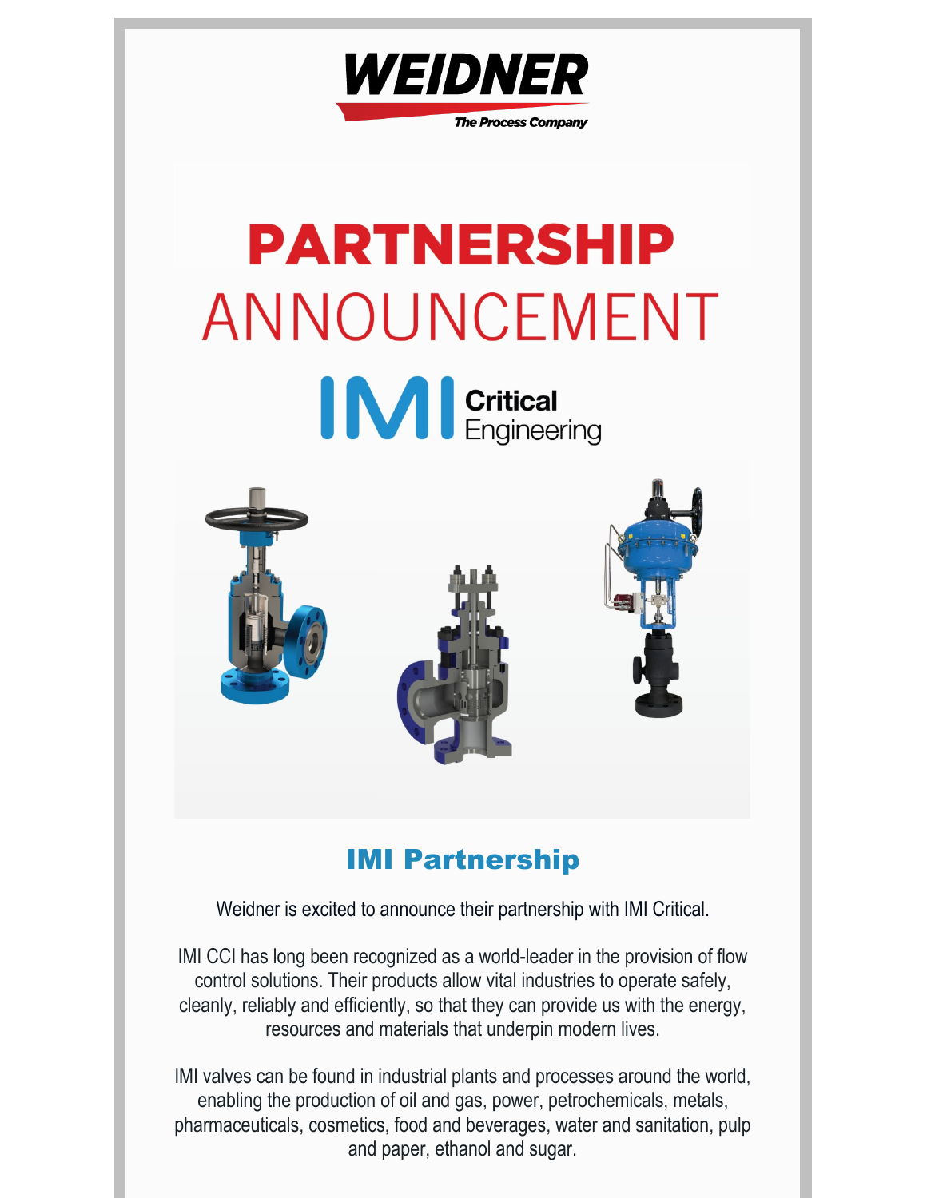WEIDNER

The Process Company

# PARTNERSHIP ANNOUNCEMENT

IMI Critical Engineering

## IMI Partnership

Weidner is excited to announce their partnership with IMI Critical.

IMI CCI has long been recognized as a world-leader in the provision of flow control solutions. Their products allow vital industries to operate safely, cleanly, reliably and efficiently, so that they can provide us with the energy, resources and materials that underpin modern lives.

IMI valves can be found in industrial plants and processes around the world, enabling the production of oil and gas, power, petrochemicals, metals, pharmaceuticals, cosmetics, food and beverages, water and sanitation, pulp and paper, ethanol and sugar.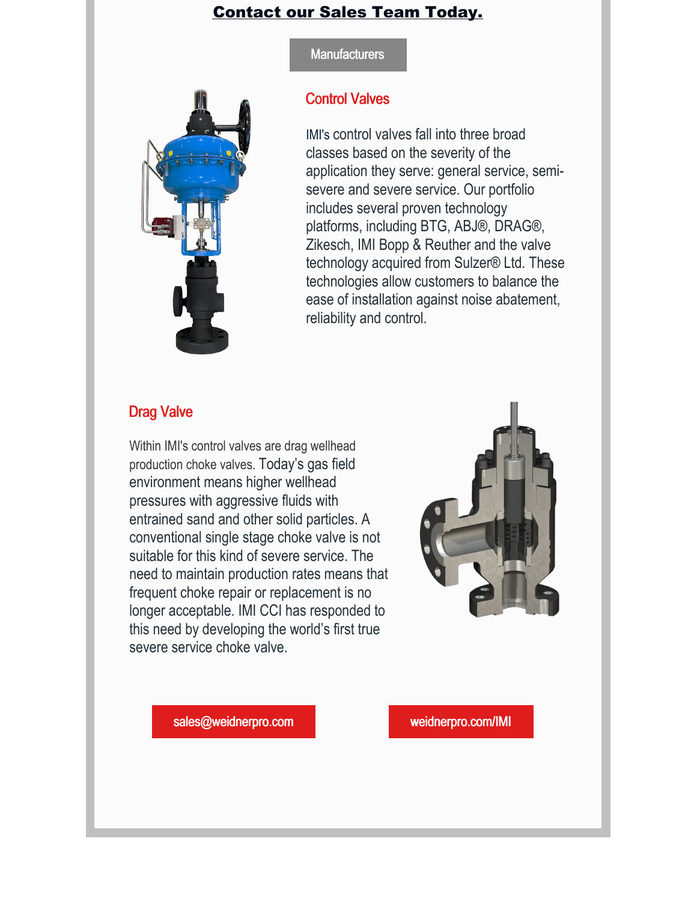**Contact our Sales Team Today.**

Manufacturers

## Control Valves

IMI's control valves fall into three broad classes based on the severity of the application they serve: general service, semi-severe and severe service. Our portfolio includes several proven technology platforms, including BTG, ABJ®, DRAG®, Zikesch, IMI Bopp & Reuther and the valve technology acquired from Sulzer® Ltd. These technologies allow customers to balance the ease of installation against noise abatement, reliability and control.

## Drag Valve

Within IMI's control valves are drag wellhead production choke valves. Today's gas field environment means higher wellhead pressures with aggressive fluids with entrained sand and other solid particles. A conventional single stage choke valve is not suitable for this kind of severe service. The need to maintain production rates means that frequent choke repair or replacement is no longer acceptable. IMI CCI has responded to this need by developing the world's first true severe service choke valve.

sales@weidnerpro.com

weidnerpro.com/IMI